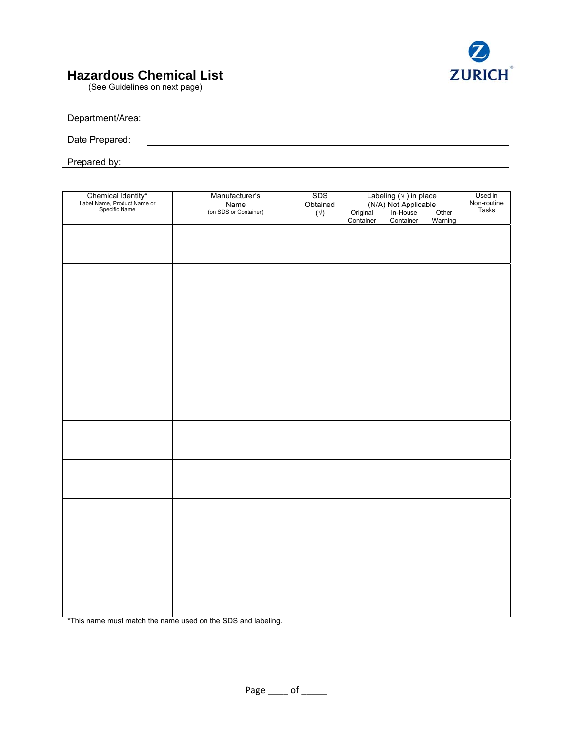# Hazardous Chemical List

(See Guidelines on next page)

Department/Area: ________________________________________

Date Prepared: ________________________________________

Prepared by: ________________________________________

| Chemical Identity* Label Name, Product Name or Specific Name | Manufacturer's Name (on SDS or Container) | SDS Obtained (√) | Labeling (√) in place (N/A) Not Applicable | | | Used in Non-routine Tasks |
|---|---|---|---|---|---|---|
| | | | Original Container | In-House Container | Other Warning | |
| | | | | | | |
| | | | | | | |
| | | | | | | |
| | | | | | | |
| | | | | | | |
| | | | | | | |
| | | | | | | |
| | | | | | | |
| | | | | | | |
| | | | | | | |

*This name must match the name used on the SDS and labeling.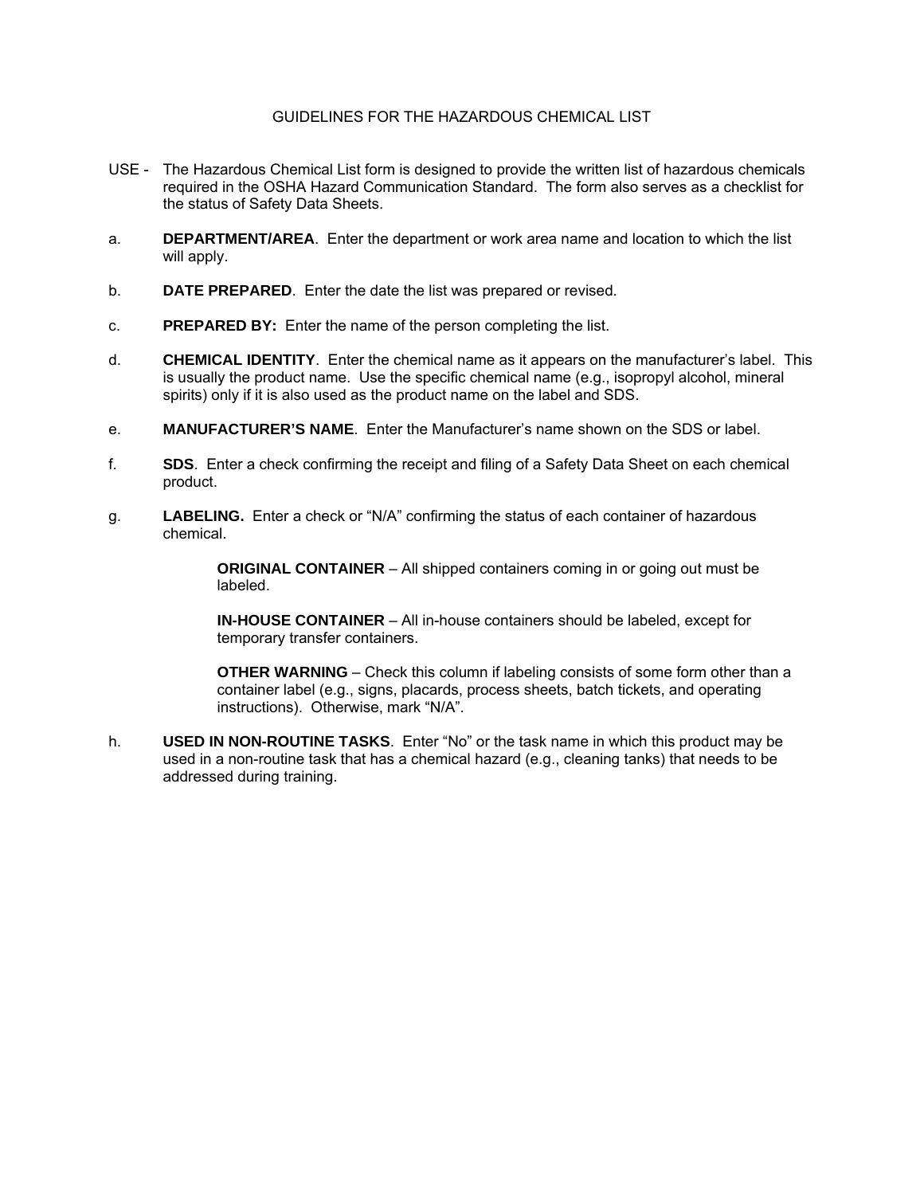# GUIDELINES FOR THE HAZARDOUS CHEMICAL LIST

USE - The Hazardous Chemical List form is designed to provide the written list of hazardous chemicals required in the OSHA Hazard Communication Standard. The form also serves as a checklist for the status of Safety Data Sheets.

a. **DEPARTMENT/AREA**. Enter the department or work area name and location to which the list will apply.

b. **DATE PREPARED**. Enter the date the list was prepared or revised.

c. **PREPARED BY:** Enter the name of the person completing the list.

d. **CHEMICAL IDENTITY**. Enter the chemical name as it appears on the manufacturer's label. This is usually the product name. Use the specific chemical name (e.g., isopropyl alcohol, mineral spirits) only if it is also used as the product name on the label and SDS.

e. **MANUFACTURER'S NAME**. Enter the Manufacturer's name shown on the SDS or label.

f. **SDS**. Enter a check confirming the receipt and filing of a Safety Data Sheet on each chemical product.

g. **LABELING.** Enter a check or "N/A" confirming the status of each container of hazardous chemical.

   **ORIGINAL CONTAINER** – All shipped containers coming in or going out must be labeled.

   **IN-HOUSE CONTAINER** – All in-house containers should be labeled, except for temporary transfer containers.

   **OTHER WARNING** – Check this column if labeling consists of some form other than a container label (e.g., signs, placards, process sheets, batch tickets, and operating instructions). Otherwise, mark "N/A".

h. **USED IN NON-ROUTINE TASKS**. Enter "No" or the task name in which this product may be used in a non-routine task that has a chemical hazard (e.g., cleaning tanks) that needs to be addressed during training.